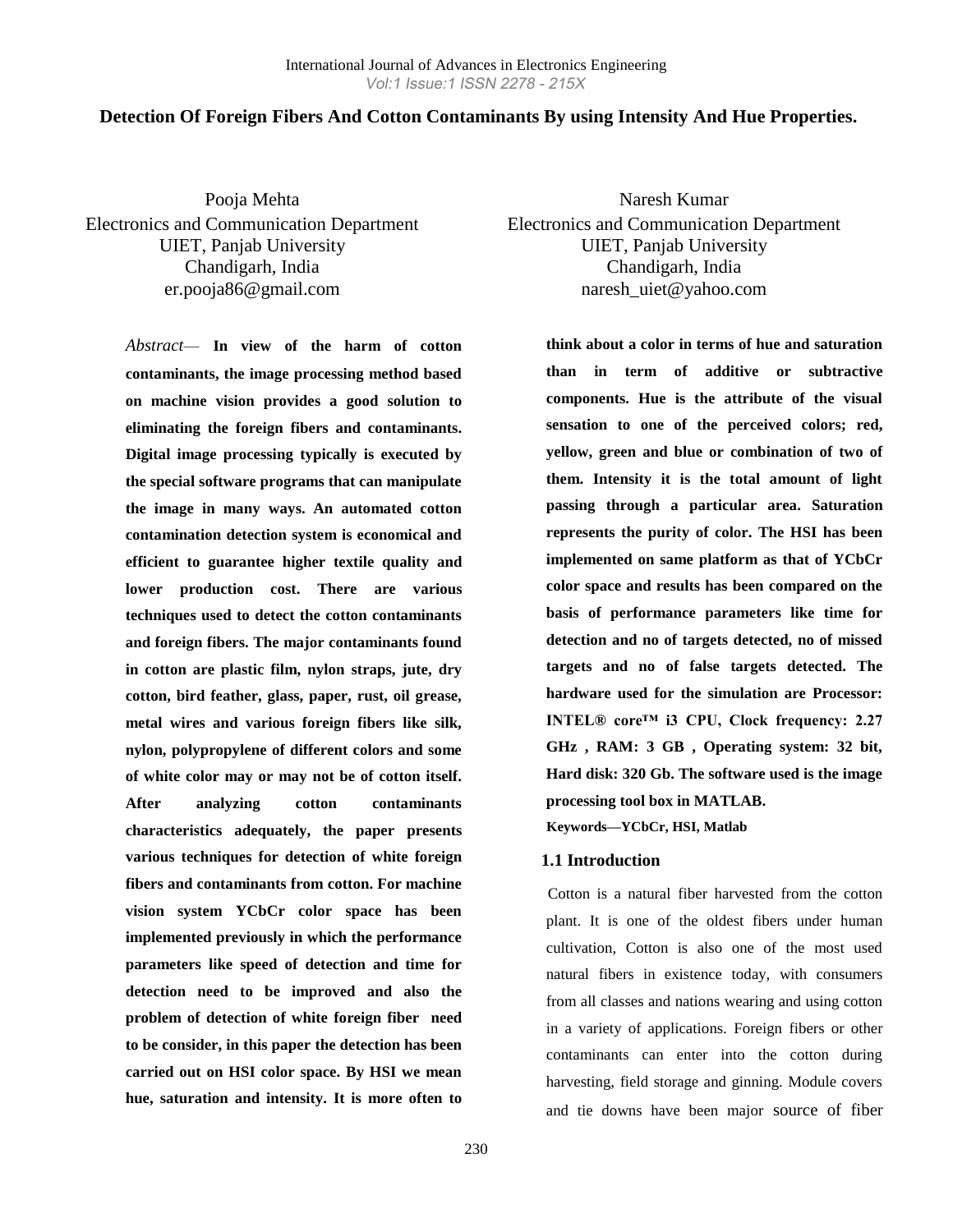# Detection Of Foreign Fibers And Cotton Contaminants By using Intensity And Hue Properties.

Pooja Mehta
Electronics and Communication Department
UIET, Panjab University
Chandigarh, India
er.pooja86@gmail.com

Naresh Kumar
Electronics and Communication Department
UIET, Panjab University
Chandigarh, India
naresh_uiet@yahoo.com

*Abstract*— **In view of the harm of cotton contaminants, the image processing method based on machine vision provides a good solution to eliminating the foreign fibers and contaminants. Digital image processing typically is executed by the special software programs that can manipulate the image in many ways. An automated cotton contamination detection system is economical and efficient to guarantee higher textile quality and lower production cost. There are various techniques used to detect the cotton contaminants and foreign fibers. The major contaminants found in cotton are plastic film, nylon straps, jute, dry cotton, bird feather, glass, paper, rust, oil grease, metal wires and various foreign fibers like silk, nylon, polypropylene of different colors and some of white color may or may not be of cotton itself. After analyzing cotton contaminants characteristics adequately, the paper presents various techniques for detection of white foreign fibers and contaminants from cotton. For machine vision system YCbCr color space has been implemented previously in which the performance parameters like speed of detection and time for detection need to be improved and also the problem of detection of white foreign fiber need to be consider, in this paper the detection has been carried out on HSI color space. By HSI we mean hue, saturation and intensity. It is more often to think about a color in terms of hue and saturation than in term of additive or subtractive components. Hue is the attribute of the visual sensation to one of the perceived colors; red, yellow, green and blue or combination of two of them. Intensity it is the total amount of light passing through a particular area. Saturation represents the purity of color. The HSI has been implemented on same platform as that of YCbCr color space and results has been compared on the basis of performance parameters like time for detection and no of targets detected, no of missed targets and no of false targets detected. The hardware used for the simulation are Processor: INTEL® core™ i3 CPU, Clock frequency: 2.27 GHz , RAM: 3 GB , Operating system: 32 bit, Hard disk: 320 Gb. The software used is the image processing tool box in MATLAB.**

**Keywords—YCbCr, HSI, Matlab**

## 1.1 Introduction

Cotton is a natural fiber harvested from the cotton plant. It is one of the oldest fibers under human cultivation, Cotton is also one of the most used natural fibers in existence today, with consumers from all classes and nations wearing and using cotton in a variety of applications. Foreign fibers or other contaminants can enter into the cotton during harvesting, field storage and ginning. Module covers and tie downs have been major source of fiber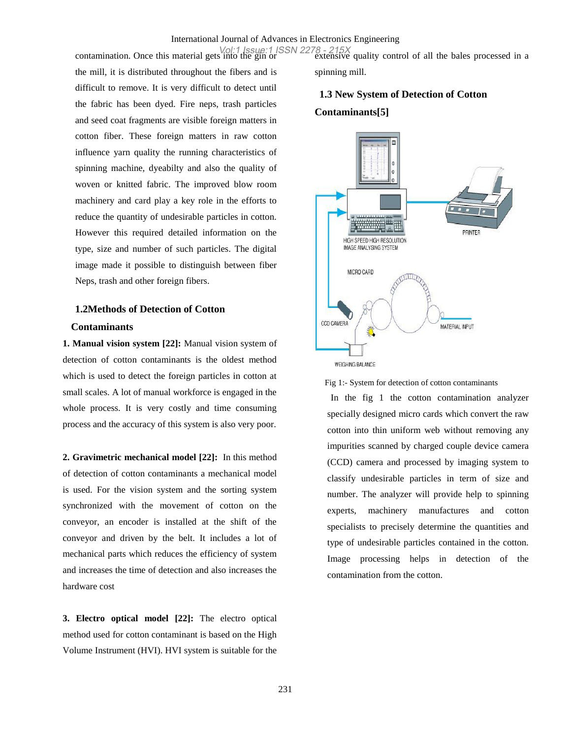contamination. Once this material gets into the gin or the mill, it is distributed throughout the fibers and is difficult to remove. It is very difficult to detect until the fabric has been dyed. Fire neps, trash particles and seed coat fragments are visible foreign matters in cotton fiber. These foreign matters in raw cotton influence yarn quality the running characteristics of spinning machine, dyeabilty and also the quality of woven or knitted fabric. The improved blow room machinery and card play a key role in the efforts to reduce the quantity of undesirable particles in cotton. However this required detailed information on the type, size and number of such particles. The digital image made it possible to distinguish between fiber Neps, trash and other foreign fibers.

### 1.2Methods of Detection of Cotton Contaminants

**1. Manual vision system [22]:** Manual vision system of detection of cotton contaminants is the oldest method which is used to detect the foreign particles in cotton at small scales. A lot of manual workforce is engaged in the whole process. It is very costly and time consuming process and the accuracy of this system is also very poor.

**2. Gravimetric mechanical model [22]:** In this method of detection of cotton contaminants a mechanical model is used. For the vision system and the sorting system synchronized with the movement of cotton on the conveyor, an encoder is installed at the shift of the conveyor and driven by the belt. It includes a lot of mechanical parts which reduces the efficiency of system and increases the time of detection and also increases the hardware cost

**3. Electro optical model [22]:** The electro optical method used for cotton contaminant is based on the High Volume Instrument (HVI). HVI system is suitable for the extensive quality control of all the bales processed in a spinning mill.

### 1.3 New System of Detection of Cotton Contaminants[5]

Fig 1:- System for detection of cotton contaminants

In the fig 1 the cotton contamination analyzer specially designed micro cards which convert the raw cotton into thin uniform web without removing any impurities scanned by charged couple device camera (CCD) camera and processed by imaging system to classify undesirable particles in term of size and number. The analyzer will provide help to spinning experts, machinery manufactures and cotton specialists to precisely determine the quantities and type of undesirable particles contained in the cotton. Image processing helps in detection of the contamination from the cotton.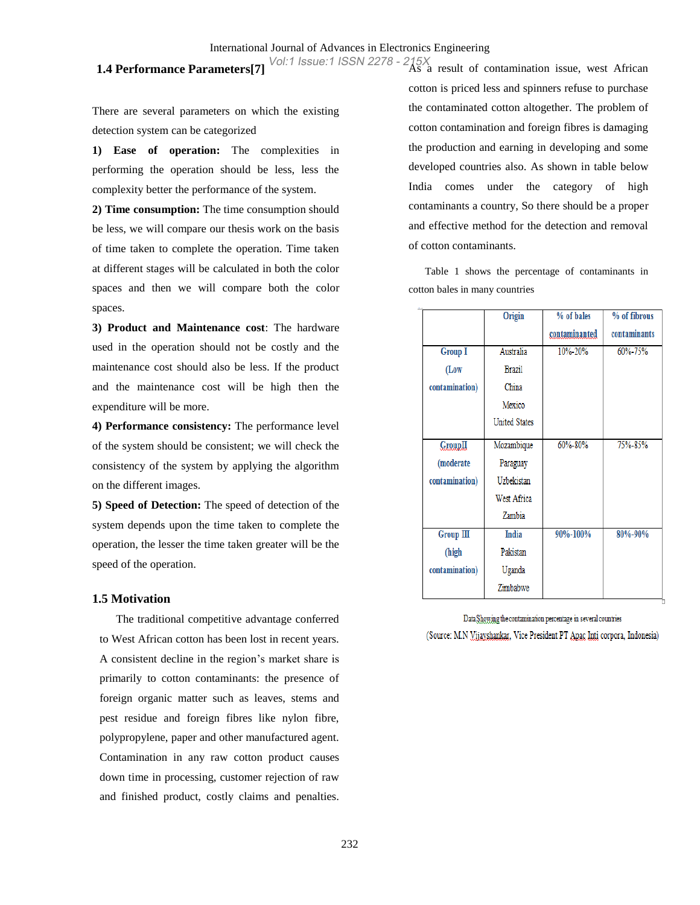## 1.4 Performance Parameters[7]

There are several parameters on which the existing detection system can be categorized

**1) Ease of operation:** The complexities in performing the operation should be less, less the complexity better the performance of the system.

**2) Time consumption:** The time consumption should be less, we will compare our thesis work on the basis of time taken to complete the operation. Time taken at different stages will be calculated in both the color spaces and then we will compare both the color spaces.

**3) Product and Maintenance cost**: The hardware used in the operation should not be costly and the maintenance cost should also be less. If the product and the maintenance cost will be high then the expenditure will be more.

**4) Performance consistency:** The performance level of the system should be consistent; we will check the consistency of the system by applying the algorithm on the different images.

**5) Speed of Detection:** The speed of detection of the system depends upon the time taken to complete the operation, the lesser the time taken greater will be the speed of the operation.

## 1.5 Motivation

The traditional competitive advantage conferred to West African cotton has been lost in recent years. A consistent decline in the region's market share is primarily to cotton contaminants: the presence of foreign organic matter such as leaves, stems and pest residue and foreign fibres like nylon fibre, polypropylene, paper and other manufactured agent. Contamination in any raw cotton product causes down time in processing, customer rejection of raw and finished product, costly claims and penalties. As a result of contamination issue, west African cotton is priced less and spinners refuse to purchase the contaminated cotton altogether. The problem of cotton contamination and foreign fibres is damaging the production and earning in developing and some developed countries also. As shown in table below India comes under the category of high contaminants a country, So there should be a proper and effective method for the detection and removal of cotton contaminants.

Table 1 shows the percentage of contaminants in cotton bales in many countries

| | Origin | % of bales contaminated | % of fibrous contaminants |
|---|---|---|---|
| Group I (Low contamination) | Australia<br>Brazil<br>China<br>Mexico<br>United States | 10%-20% | 60%-75% |
| GroupII (moderate contamination) | Mozambique<br>Paraguay<br>Uzbekistan<br>West Africa<br>Zambia | 60%-80% | 75%-85% |
| Group III (high contamination) | India<br>Pakistan<br>Uganda<br>Zimbabwe | 90%-100% | 80%-90% |

Data Showing the contamination percentage in several countries

(Source: M.N Vijayshankar, Vice President PT Apac Inti corpora, Indonesia)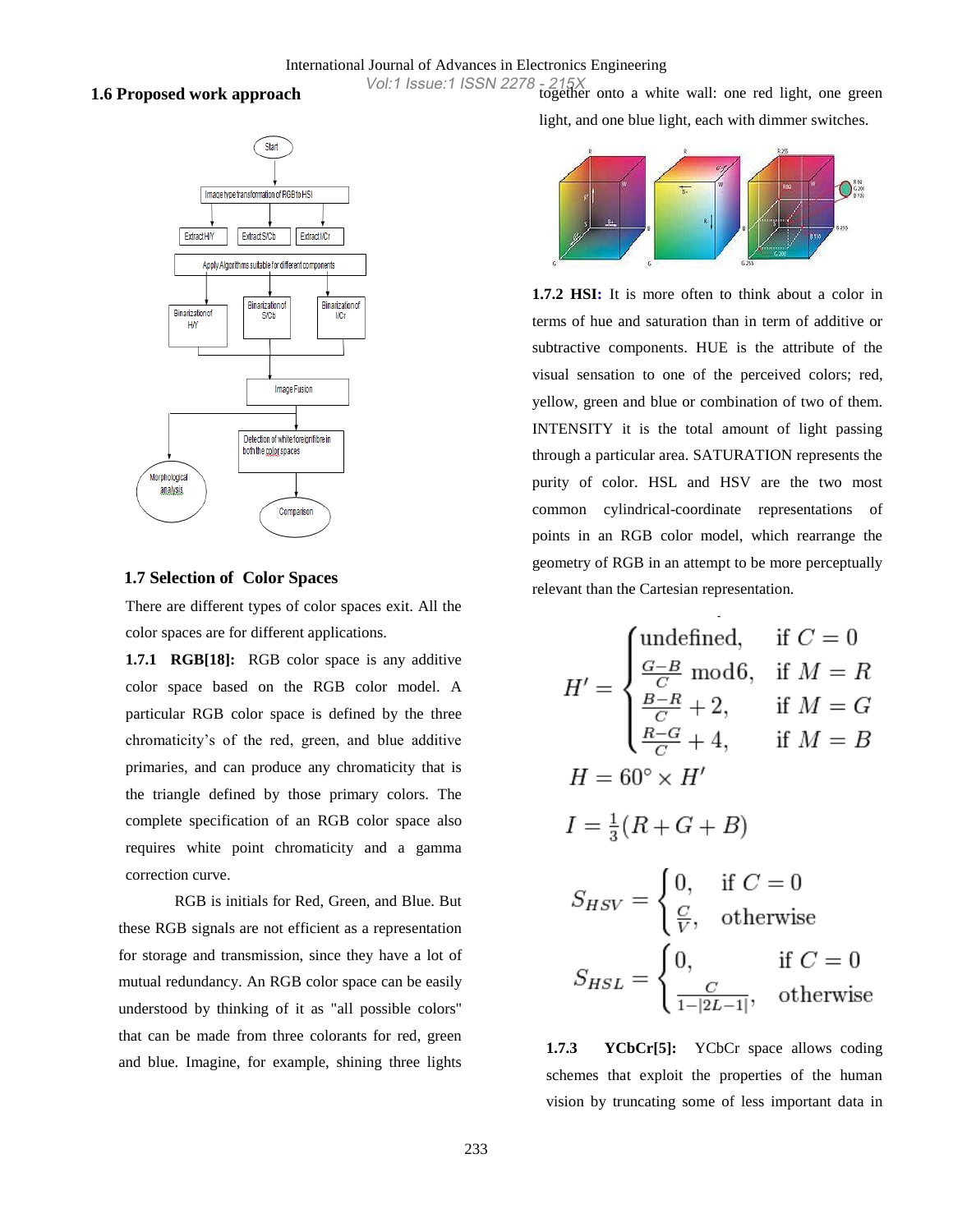## 1.6 Proposed work approach

## 1.7 Selection of Color Spaces

There are different types of color spaces exit. All the color spaces are for different applications.

**1.7.1 RGB[18]:** RGB color space is any additive color space based on the RGB color model. A particular RGB color space is defined by the three chromaticity's of the red, green, and blue additive primaries, and can produce any chromaticity that is the triangle defined by those primary colors. The complete specification of an RGB color space also requires white point chromaticity and a gamma correction curve.

RGB is initials for Red, Green, and Blue. But these RGB signals are not efficient as a representation for storage and transmission, since they have a lot of mutual redundancy. An RGB color space can be easily understood by thinking of it as "all possible colors" that can be made from three colorants for red, green and blue. Imagine, for example, shining three lights together onto a white wall: one red light, one green light, and one blue light, each with dimmer switches.

**1.7.2 HSI:** It is more often to think about a color in terms of hue and saturation than in term of additive or subtractive components. HUE is the attribute of the visual sensation to one of the perceived colors; red, yellow, green and blue or combination of two of them. INTENSITY it is the total amount of light passing through a particular area. SATURATION represents the purity of color. HSL and HSV are the two most common cylindrical-coordinate representations of points in an RGB color model, which rearrange the geometry of RGB in an attempt to be more perceptually relevant than the Cartesian representation.

$$H' = \begin{cases} \text{undefined}, & \text{if } C = 0 \\ \frac{G-B}{C} \bmod 6, & \text{if } M = R \\ \frac{B-R}{C} + 2, & \text{if } M = G \\ \frac{R-G}{C} + 4, & \text{if } M = B \end{cases}$$

$$H = 60^\circ \times H'$$

$$I = \tfrac{1}{3}(R + G + B)$$

$$S_{HSV} = \begin{cases} 0, & \text{if } C = 0 \\ \frac{C}{V}, & \text{otherwise} \end{cases}$$

$$S_{HSL} = \begin{cases} 0, & \text{if } C = 0 \\ \frac{C}{1 - |2L - 1|}, & \text{otherwise} \end{cases}$$

**1.7.3 YCbCr[5]:** YCbCr space allows coding schemes that exploit the properties of the human vision by truncating some of less important data in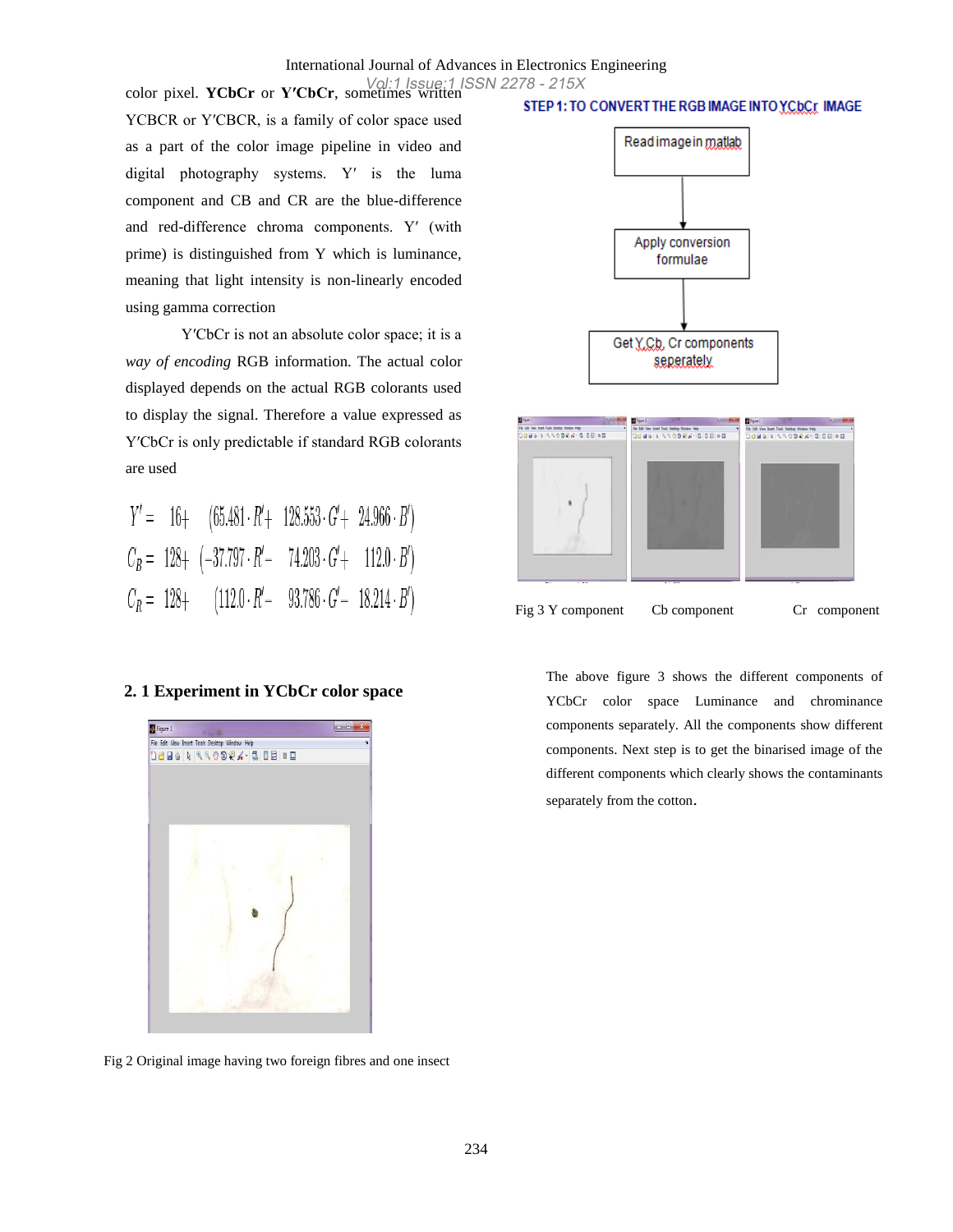color pixel. **YCbCr** or **Y′CbCr**, sometimes written YCBCR or Y′CBCR, is a family of color space used as a part of the color image pipeline in video and digital photography systems. Y′ is the luma component and CB and CR are the blue-difference and red-difference chroma components. Y′ (with prime) is distinguished from Y which is luminance, meaning that light intensity is non-linearly encoded using gamma correction

Y′CbCr is not an absolute color space; it is a *way of encoding* RGB information. The actual color displayed depends on the actual RGB colorants used to display the signal. Therefore a value expressed as Y′CbCr is only predictable if standard RGB colorants are used

$$Y' = 16 + (65.481 \cdot R' + 128.553 \cdot G' + 24.966 \cdot B')$$

$$C_B = 128 + (-37.797 \cdot R' - 74.203 \cdot G' + 112.0 \cdot B')$$

$$C_R = 128 + (112.0 \cdot R' - 93.786 \cdot G' - 18.214 \cdot B')$$

## 2. 1 Experiment in YCbCr color space

Fig 2 Original image having two foreign fibres and one insect

**STEP 1: TO CONVERT THE RGB IMAGE INTO YCbCr IMAGE**

Read image in matlab → Apply conversion formulae → Get Y,Cb, Cr components seperately

Fig 3 Y component Cb component Cr component

The above figure 3 shows the different components of YCbCr color space Luminance and chrominance components separately. All the components show different components. Next step is to get the binarised image of the different components which clearly shows the contaminants separately from the cotton.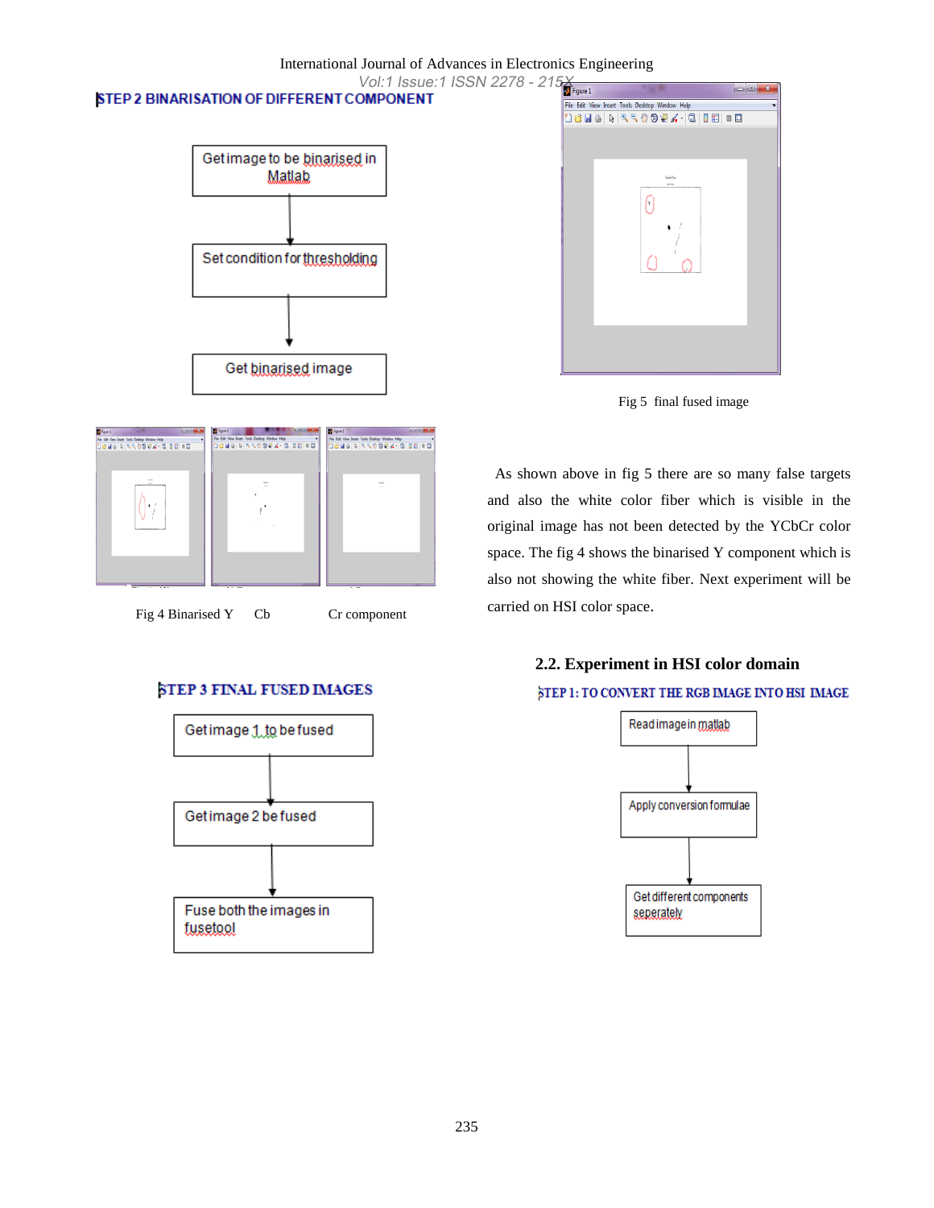STEP 2 BINARISATION OF DIFFERENT COMPONENT

Get image to be binarised in Matlab

Set condition for thresholding

Get binarised image

Fig 4 Binarised Y   Cb   Cr component

STEP 3 FINAL FUSED IMAGES

Get image 1 to be fused

Get image 2 be fused

Fuse both the images in fusetool

Fig 5 final fused image

As shown above in fig 5 there are so many false targets and also the white color fiber which is visible in the original image has not been detected by the YCbCr color space. The fig 4 shows the binarised Y component which is also not showing the white fiber. Next experiment will be carried on HSI color space.

### 2.2. Experiment in HSI color domain

STEP 1: TO CONVERT THE RGB IMAGE INTO HSI IMAGE

Read image in matlab

Apply conversion formulae

Get different components seperately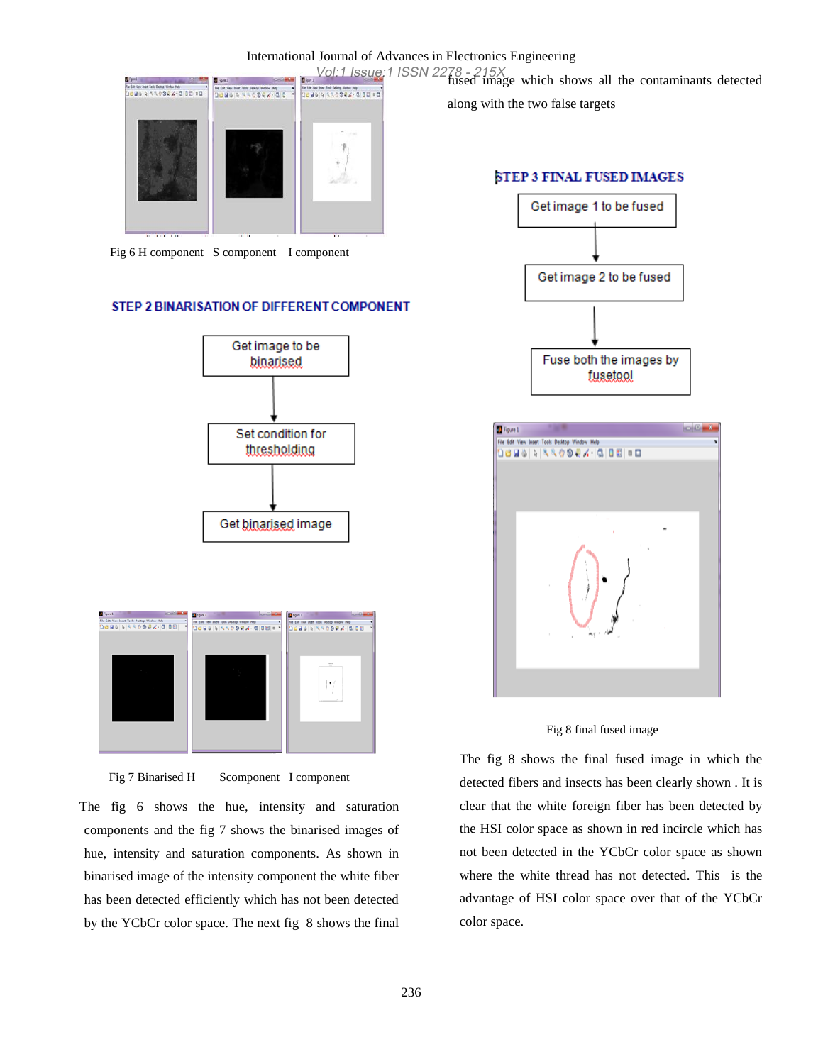Fig 6 H component S component I component

### STEP 2 BINARISATION OF DIFFERENT COMPONENT

Get image to be binarised → Set condition for thresholding → Get binarised image

Fig 7 Binarised H Scomponent I component

The fig 6 shows the hue, intensity and saturation components and the fig 7 shows the binarised images of hue, intensity and saturation components. As shown in binarised image of the intensity component the white fiber has been detected efficiently which has not been detected by the YCbCr color space. The next fig 8 shows the final fused image which shows all the contaminants detected along with the two false targets

### STEP 3 FINAL FUSED IMAGES

Get image 1 to be fused → Get image 2 to be fused → Fuse both the images by fusetool

Fig 8 final fused image

The fig 8 shows the final fused image in which the detected fibers and insects has been clearly shown . It is clear that the white foreign fiber has been detected by the HSI color space as shown in red incircle which has not been detected in the YCbCr color space as shown where the white thread has not detected. This is the advantage of HSI color space over that of the YCbCr color space.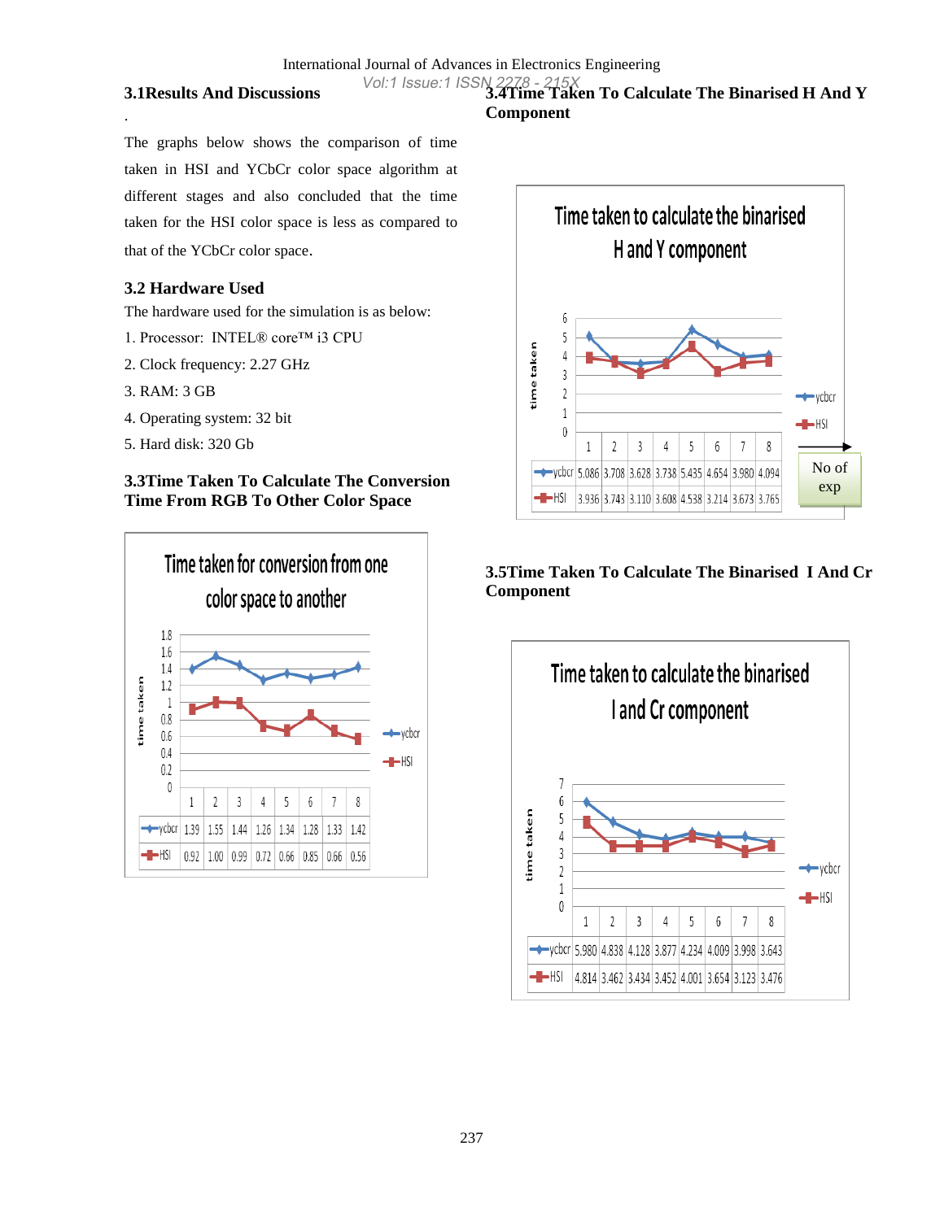## 3.1Results And Discussions

.

The graphs below shows the comparison of time taken in HSI and YCbCr color space algorithm at different stages and also concluded that the time taken for the HSI color space is less as compared to that of the YCbCr color space.

### 3.2 Hardware Used

The hardware used for the simulation is as below:

1. Processor: INTEL® core™ i3 CPU
2. Clock frequency: 2.27 GHz
3. RAM: 3 GB
4. Operating system: 32 bit
5. Hard disk: 320 Gb

### 3.3Time Taken To Calculate The Conversion Time From RGB To Other Color Space

**Time taken for conversion from one color space to another**

| | 1 | 2 | 3 | 4 | 5 | 6 | 7 | 8 |
|---|---|---|---|---|---|---|---|---|
| ycbcr | 1.39 | 1.55 | 1.44 | 1.26 | 1.34 | 1.28 | 1.33 | 1.42 |
| HSI | 0.92 | 1.00 | 0.99 | 0.72 | 0.66 | 0.85 | 0.66 | 0.56 |

### 3.4Time Taken To Calculate The Binarised H And Y Component

**Time taken to calculate the binarised H and Y component**

| No of exp | 1 | 2 | 3 | 4 | 5 | 6 | 7 | 8 |
|---|---|---|---|---|---|---|---|---|
| ycbcr | 5.086 | 3.708 | 3.628 | 3.738 | 5.435 | 4.654 | 3.980 | 4.094 |
| HSI | 3.936 | 3.743 | 3.110 | 3.608 | 4.538 | 3.214 | 3.673 | 3.765 |

### 3.5Time Taken To Calculate The Binarised I And Cr Component

**Time taken to calculate the binarised I and Cr component**

| | 1 | 2 | 3 | 4 | 5 | 6 | 7 | 8 |
|---|---|---|---|---|---|---|---|---|
| ycbcr | 5.980 | 4.838 | 4.128 | 3.877 | 4.234 | 4.009 | 3.998 | 3.643 |
| HSI | 4.814 | 3.462 | 3.434 | 3.452 | 4.001 | 3.654 | 3.123 | 3.476 |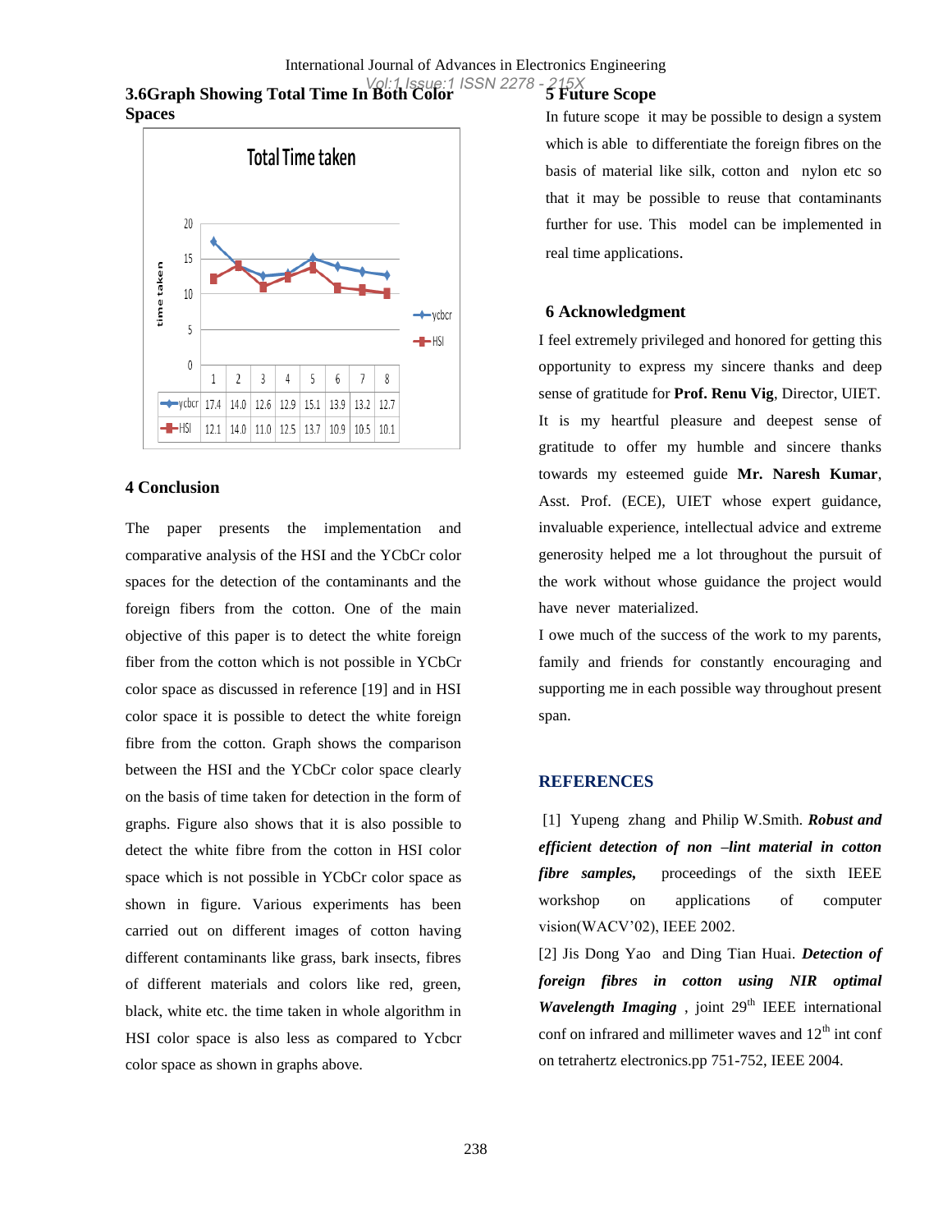### 3.6 Graph Showing Total Time In Both Color Spaces

**Total Time taken**

|  | 1 | 2 | 3 | 4 | 5 | 6 | 7 | 8 |
|---|---|---|---|---|---|---|---|---|
| ycbcr | 17.4 | 14.0 | 12.6 | 12.9 | 15.1 | 13.9 | 13.2 | 12.7 |
| HSI | 12.1 | 14.0 | 11.0 | 12.5 | 13.7 | 10.9 | 10.5 | 10.1 |

## 4 Conclusion

The paper presents the implementation and comparative analysis of the HSI and the YCbCr color spaces for the detection of the contaminants and the foreign fibers from the cotton. One of the main objective of this paper is to detect the white foreign fiber from the cotton which is not possible in YCbCr color space as discussed in reference [19] and in HSI color space it is possible to detect the white foreign fibre from the cotton. Graph shows the comparison between the HSI and the YCbCr color space clearly on the basis of time taken for detection in the form of graphs. Figure also shows that it is also possible to detect the white fibre from the cotton in HSI color space which is not possible in YCbCr color space as shown in figure. Various experiments has been carried out on different images of cotton having different contaminants like grass, bark insects, fibres of different materials and colors like red, green, black, white etc. the time taken in whole algorithm in HSI color space is also less as compared to Ycbcr color space as shown in graphs above.

## 5 Future Scope

In future scope it may be possible to design a system which is able to differentiate the foreign fibres on the basis of material like silk, cotton and nylon etc so that it may be possible to reuse that contaminants further for use. This model can be implemented in real time applications.

## 6 Acknowledgment

I feel extremely privileged and honored for getting this opportunity to express my sincere thanks and deep sense of gratitude for **Prof. Renu Vig**, Director, UIET. It is my heartful pleasure and deepest sense of gratitude to offer my humble and sincere thanks towards my esteemed guide **Mr. Naresh Kumar**, Asst. Prof. (ECE), UIET whose expert guidance, invaluable experience, intellectual advice and extreme generosity helped me a lot throughout the pursuit of the work without whose guidance the project would have never materialized.

I owe much of the success of the work to my parents, family and friends for constantly encouraging and supporting me in each possible way throughout present span.

## REFERENCES

[1] Yupeng zhang and Philip W.Smith. ***Robust and efficient detection of non –lint material in cotton fibre samples,*** proceedings of the sixth IEEE workshop on applications of computer vision(WACV'02), IEEE 2002.

[2] Jis Dong Yao and Ding Tian Huai. ***Detection of foreign fibres in cotton using NIR optimal Wavelength Imaging*** , joint 29th IEEE international conf on infrared and millimeter waves and 12th int conf on tetrahertz electronics.pp 751-752, IEEE 2004.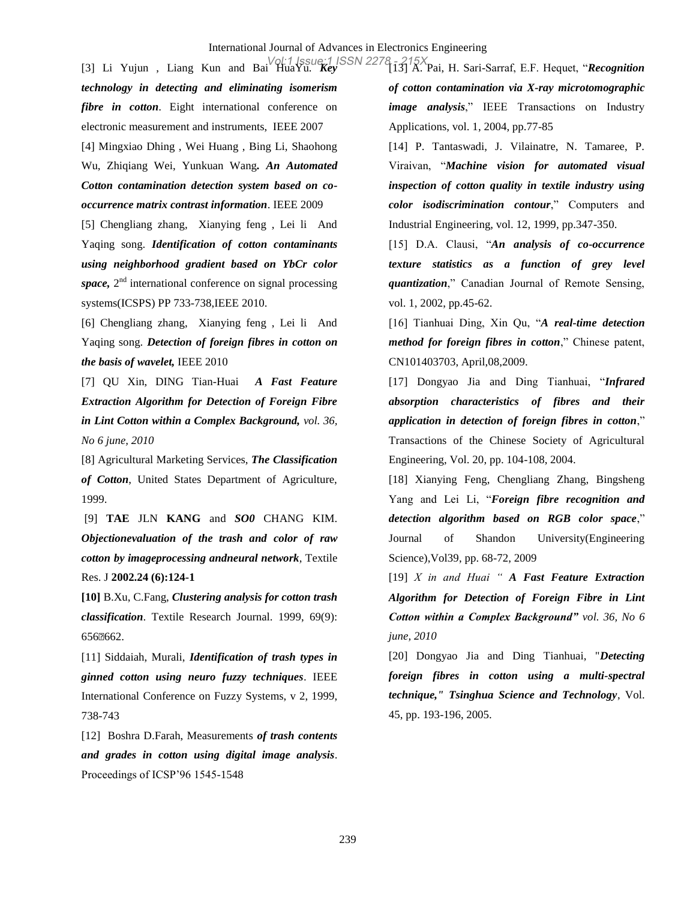[3] Li Yujun , Liang Kun and Bai HuaYu. ***Key technology in detecting and eliminating isomerism fibre in cotton***. Eight international conference on electronic measurement and instruments, IEEE 2007

[4] Mingxiao Dhing , Wei Huang , Bing Li, Shaohong Wu, Zhiqiang Wei, Yunkuan Wang**.** ***An Automated Cotton contamination detection system based on co-occurrence matrix contrast information***. IEEE 2009

[5] Chengliang zhang, Xianying feng , Lei li And Yaqing song. ***Identification of cotton contaminants using neighborhood gradient based on YbCr color space,*** 2[nd] international conference on signal processing systems(ICSPS) PP 733-738,IEEE 2010.

[6] Chengliang zhang, Xianying feng , Lei li And Yaqing song. ***Detection of foreign fibres in cotton on the basis of wavelet,*** IEEE 2010

[7] QU Xin, DING Tian-Huai ***A Fast Feature Extraction Algorithm for Detection of Foreign Fibre in Lint Cotton within a Complex Background,*** *vol. 36, No 6 june, 2010*

[8] Agricultural Marketing Services, ***The Classification of Cotton***, United States Department of Agriculture, 1999.

[9] **TAE** JLN **KANG** and ***SO0*** CHANG KIM. ***Objectionevaluation of the trash and color of raw cotton by imageprocessing andneural network***, Textile Res. J **2002.24 (6):124-1**

**[10]** B.Xu, C.Fang, ***Clustering analysis for cotton trash classification***. Textile Research Journal. 1999, 69(9): 656?662.

[11] Siddaiah, Murali, ***Identification of trash types in ginned cotton using neuro fuzzy techniques***. IEEE International Conference on Fuzzy Systems, v 2, 1999, 738-743

[12] Boshra D.Farah, Measurements ***of trash contents and grades in cotton using digital image analysis***. Proceedings of ICSP'96 1545-1548

[13] A. Pai, H. Sari-Sarraf, E.F. Hequet, "***Recognition of cotton contamination via X-ray microtomographic image analysis***," IEEE Transactions on Industry Applications, vol. 1, 2004, pp.77-85

[14] P. Tantaswadi, J. Vilainatre, N. Tamaree, P. Viraivan, "***Machine vision for automated visual inspection of cotton quality in textile industry using color isodiscrimination contour***," Computers and Industrial Engineering, vol. 12, 1999, pp.347-350.

[15] D.A. Clausi, "***An analysis of co-occurrence texture statistics as a function of grey level quantization***," Canadian Journal of Remote Sensing, vol. 1, 2002, pp.45-62.

[16] Tianhuai Ding, Xin Qu, "***A real-time detection method for foreign fibres in cotton***," Chinese patent, CN101403703, April,08,2009.

[17] Dongyao Jia and Ding Tianhuai, "***Infrared absorption characteristics of fibres and their application in detection of foreign fibres in cotton***," Transactions of the Chinese Society of Agricultural Engineering, Vol. 20, pp. 104-108, 2004.

[18] Xianying Feng, Chengliang Zhang, Bingsheng Yang and Lei Li, "***Foreign fibre recognition and detection algorithm based on RGB color space***," Journal of Shandon University(Engineering Science),Vol39, pp. 68-72, 2009

[19] *X in and Huai "* ***A Fast Feature Extraction Algorithm for Detection of Foreign Fibre in Lint Cotton within a Complex Background"*** *vol. 36, No 6 june, 2010*

[20] Dongyao Jia and Ding Tianhuai, "***Detecting foreign fibres in cotton using a multi-spectral technique," Tsinghua Science and Technology***, Vol. 45, pp. 193-196, 2005.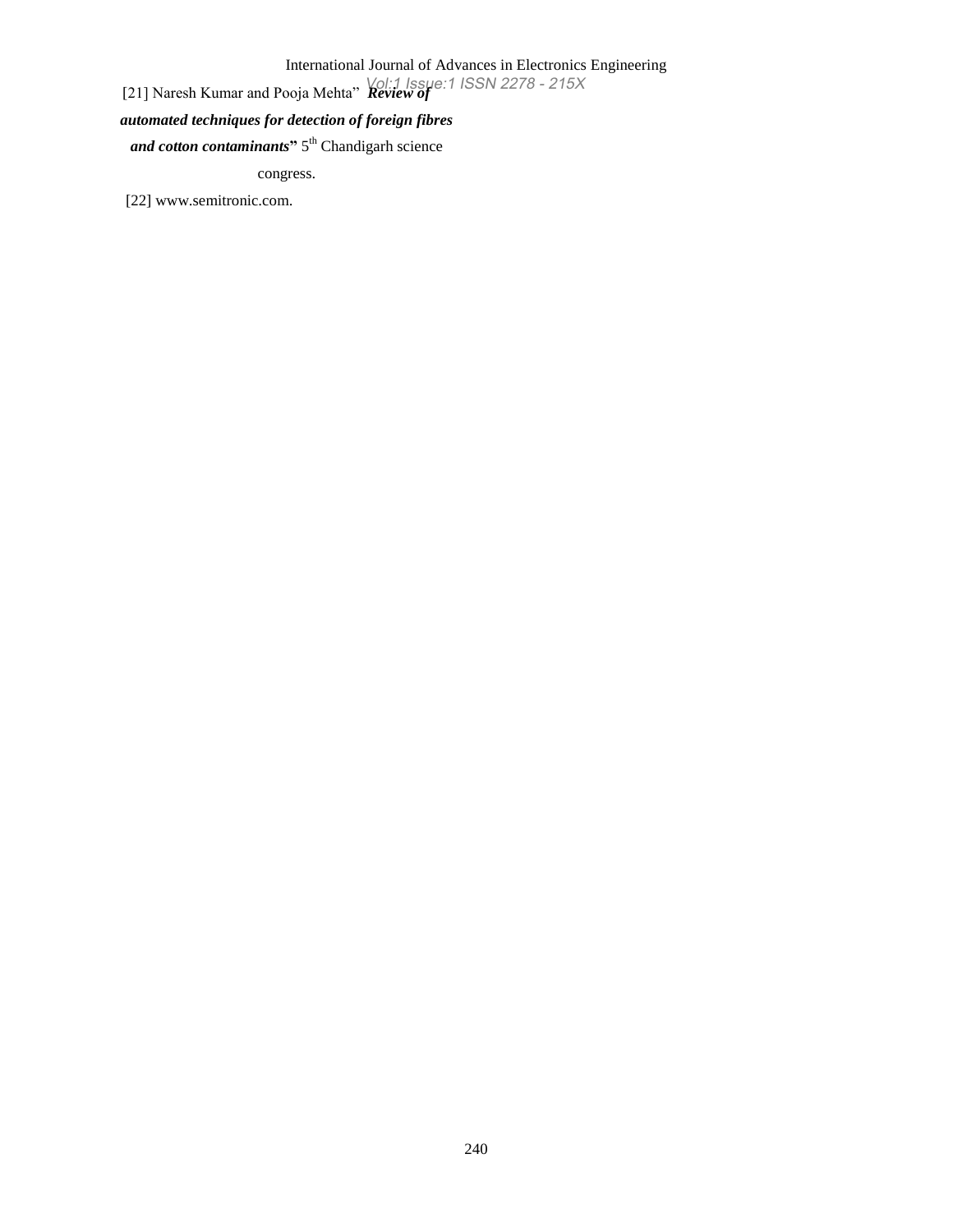[21] Naresh Kumar and Pooja Mehta" ***Review of automated techniques for detection of foreign fibres and cotton contaminants*"** 5th Chandigarh science congress.

[22] www.semitronic.com.